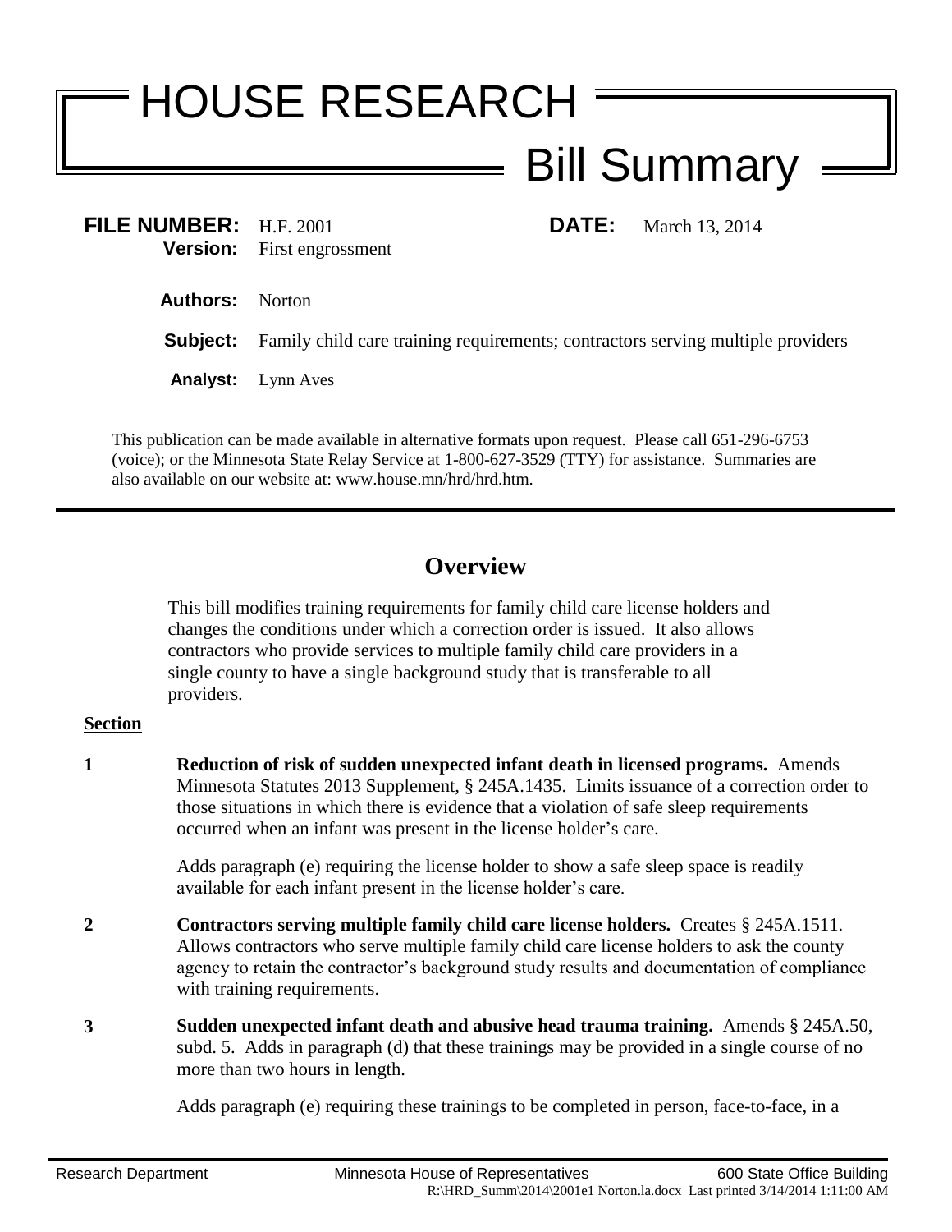# HOUSE RESEARCH

## Bill Summary

**FILE NUMBER:** H.F. 2001 **DATE:** March 13, 2014

**Version:** First engrossment

**Authors:** Norton

**Subject:** Family child care training requirements; contractors serving multiple providers

**Analyst:** Lynn Aves

This publication can be made available in alternative formats upon request. Please call 651-296-6753 (voice); or the Minnesota State Relay Service at 1-800-627-3529 (TTY) for assistance. Summaries are also available on our website at: www.house.mn/hrd/hrd.htm.

---

## Overview

This bill modifies training requirements for family child care license holders and changes the conditions under which a correction order is issued. It also allows contractors who provide services to multiple family child care providers in a single county to have a single background study that is transferable to all providers.

**Section**

**1** **Reduction of risk of sudden unexpected infant death in licensed programs.** Amends Minnesota Statutes 2013 Supplement, § 245A.1435. Limits issuance of a correction order to those situations in which there is evidence that a violation of safe sleep requirements occurred when an infant was present in the license holder's care.

Adds paragraph (e) requiring the license holder to show a safe sleep space is readily available for each infant present in the license holder's care.

**2** **Contractors serving multiple family child care license holders.** Creates § 245A.1511. Allows contractors who serve multiple family child care license holders to ask the county agency to retain the contractor's background study results and documentation of compliance with training requirements.

**3** **Sudden unexpected infant death and abusive head trauma training.** Amends § 245A.50, subd. 5. Adds in paragraph (d) that these trainings may be provided in a single course of no more than two hours in length.

Adds paragraph (e) requiring these trainings to be completed in person, face-to-face, in a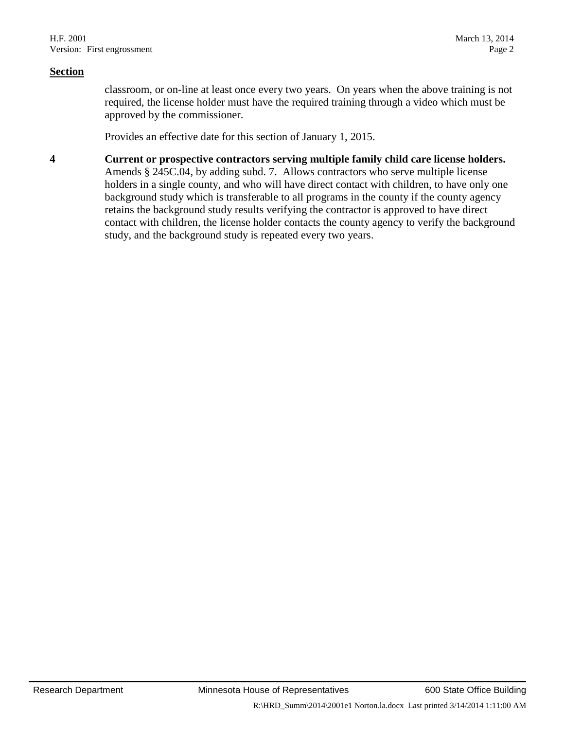**Section**

classroom, or on-line at least once every two years. On years when the above training is not required, the license holder must have the required training through a video which must be approved by the commissioner.

Provides an effective date for this section of January 1, 2015.

**4** **Current or prospective contractors serving multiple family child care license holders.** Amends § 245C.04, by adding subd. 7. Allows contractors who serve multiple license holders in a single county, and who will have direct contact with children, to have only one background study which is transferable to all programs in the county if the county agency retains the background study results verifying the contractor is approved to have direct contact with children, the license holder contacts the county agency to verify the background study, and the background study is repeated every two years.